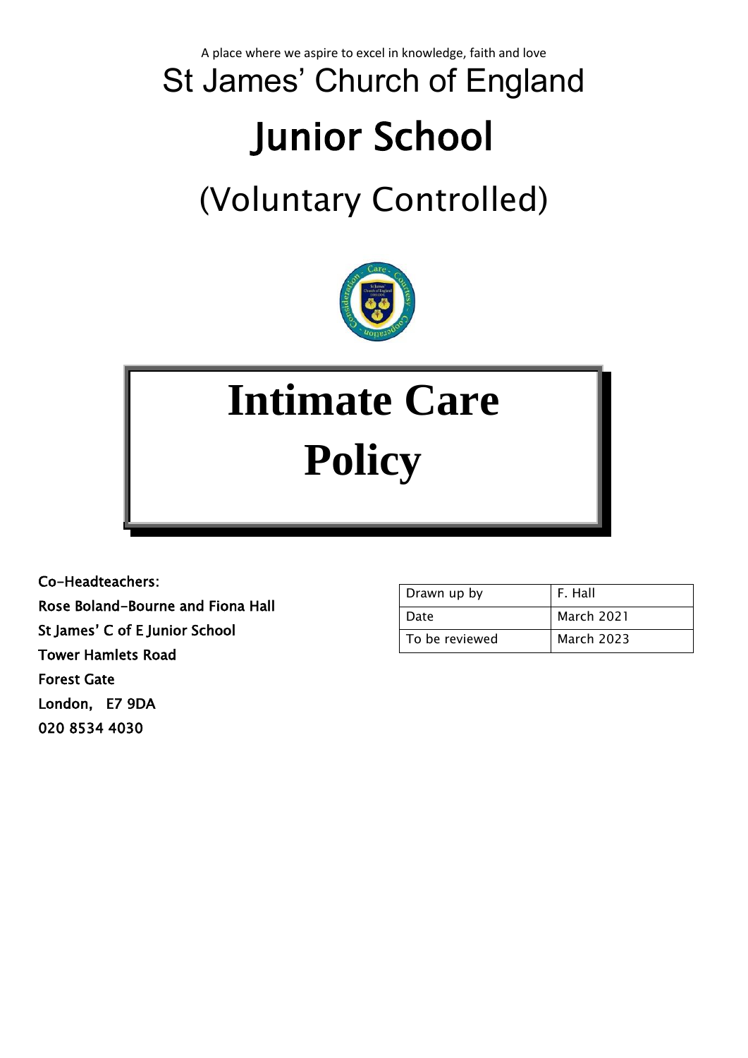A place where we aspire to excel in knowledge, faith and love

St James' Church of England

# Junior School

(Voluntary Controlled)

# Intimate Care Policy

**Co-Headteachers:**
**Rose Boland-Bourne and Fiona Hall**
**St James' C of E Junior School**
**Tower Hamlets Road**
**Forest Gate**
**London, E7 9DA**
**020 8534 4030**

| Drawn up by | F. Hall |
|---|---|
| Date | March 2021 |
| To be reviewed | March 2023 |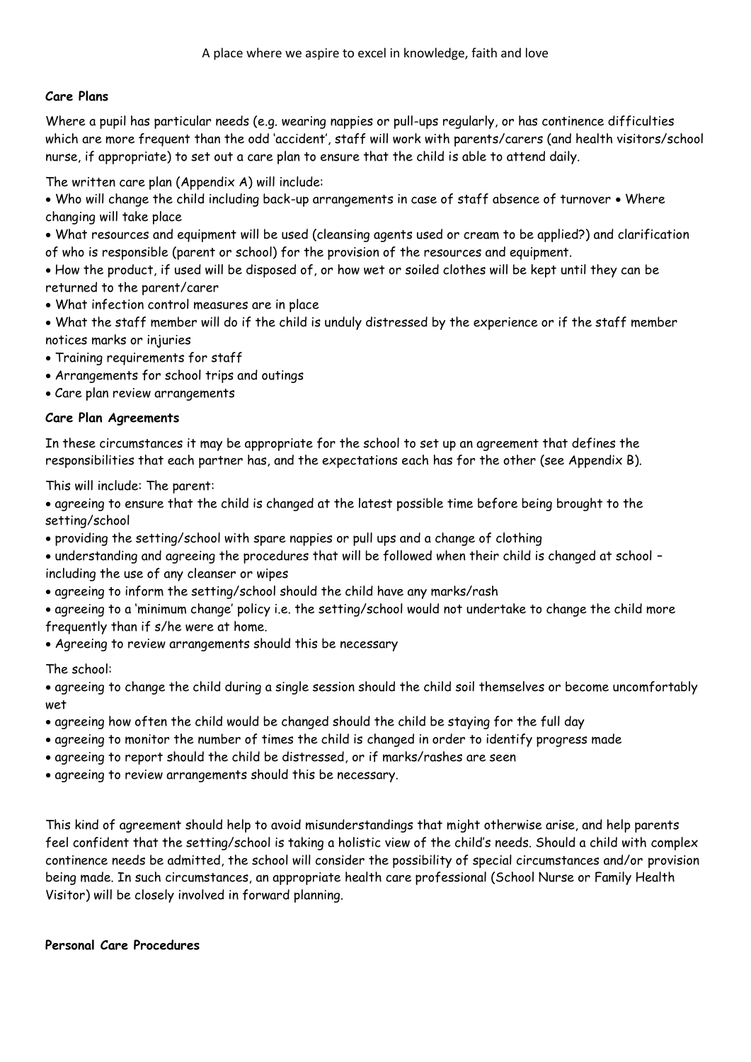**Care Plans**

Where a pupil has particular needs (e.g. wearing nappies or pull-ups regularly, or has continence difficulties which are more frequent than the odd 'accident', staff will work with parents/carers (and health visitors/school nurse, if appropriate) to set out a care plan to ensure that the child is able to attend daily.

The written care plan (Appendix A) will include:

- Who will change the child including back-up arrangements in case of staff absence of turnover
- Where changing will take place
- What resources and equipment will be used (cleansing agents used or cream to be applied?) and clarification of who is responsible (parent or school) for the provision of the resources and equipment.
- How the product, if used will be disposed of, or how wet or soiled clothes will be kept until they can be returned to the parent/carer
- What infection control measures are in place
- What the staff member will do if the child is unduly distressed by the experience or if the staff member notices marks or injuries
- Training requirements for staff
- Arrangements for school trips and outings
- Care plan review arrangements

**Care Plan Agreements**

In these circumstances it may be appropriate for the school to set up an agreement that defines the responsibilities that each partner has, and the expectations each has for the other (see Appendix B).

This will include: The parent:

- agreeing to ensure that the child is changed at the latest possible time before being brought to the setting/school
- providing the setting/school with spare nappies or pull ups and a change of clothing
- understanding and agreeing the procedures that will be followed when their child is changed at school – including the use of any cleanser or wipes
- agreeing to inform the setting/school should the child have any marks/rash
- agreeing to a 'minimum change' policy i.e. the setting/school would not undertake to change the child more frequently than if s/he were at home.
- Agreeing to review arrangements should this be necessary

The school:

- agreeing to change the child during a single session should the child soil themselves or become uncomfortably wet
- agreeing how often the child would be changed should the child be staying for the full day
- agreeing to monitor the number of times the child is changed in order to identify progress made
- agreeing to report should the child be distressed, or if marks/rashes are seen
- agreeing to review arrangements should this be necessary.

This kind of agreement should help to avoid misunderstandings that might otherwise arise, and help parents feel confident that the setting/school is taking a holistic view of the child's needs. Should a child with complex continence needs be admitted, the school will consider the possibility of special circumstances and/or provision being made. In such circumstances, an appropriate health care professional (School Nurse or Family Health Visitor) will be closely involved in forward planning.

**Personal Care Procedures**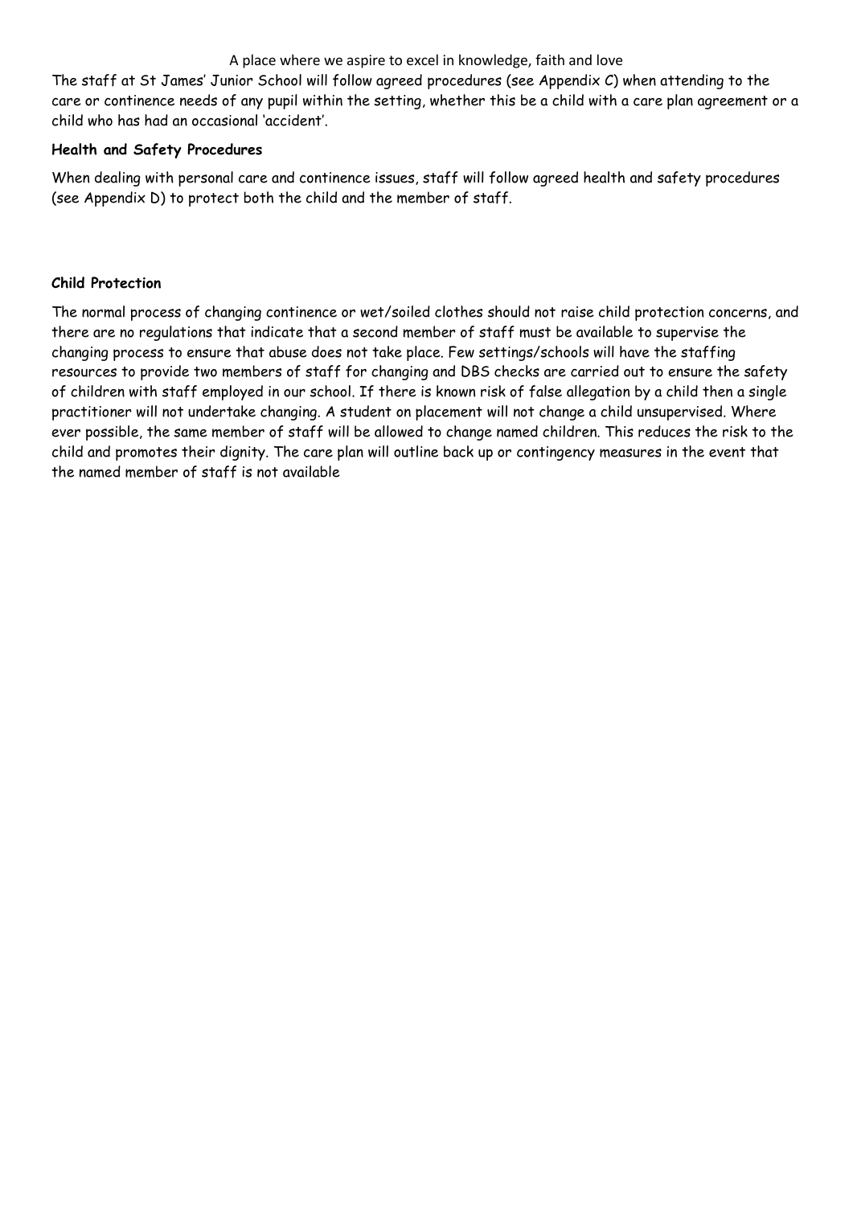The staff at St James' Junior School will follow agreed procedures (see Appendix C) when attending to the care or continence needs of any pupil within the setting, whether this be a child with a care plan agreement or a child who has had an occasional 'accident'.

**Health and Safety Procedures**

When dealing with personal care and continence issues, staff will follow agreed health and safety procedures (see Appendix D) to protect both the child and the member of staff.

**Child Protection**

The normal process of changing continence or wet/soiled clothes should not raise child protection concerns, and there are no regulations that indicate that a second member of staff must be available to supervise the changing process to ensure that abuse does not take place. Few settings/schools will have the staffing resources to provide two members of staff for changing and DBS checks are carried out to ensure the safety of children with staff employed in our school. If there is known risk of false allegation by a child then a single practitioner will not undertake changing. A student on placement will not change a child unsupervised. Where ever possible, the same member of staff will be allowed to change named children. This reduces the risk to the child and promotes their dignity. The care plan will outline back up or contingency measures in the event that the named member of staff is not available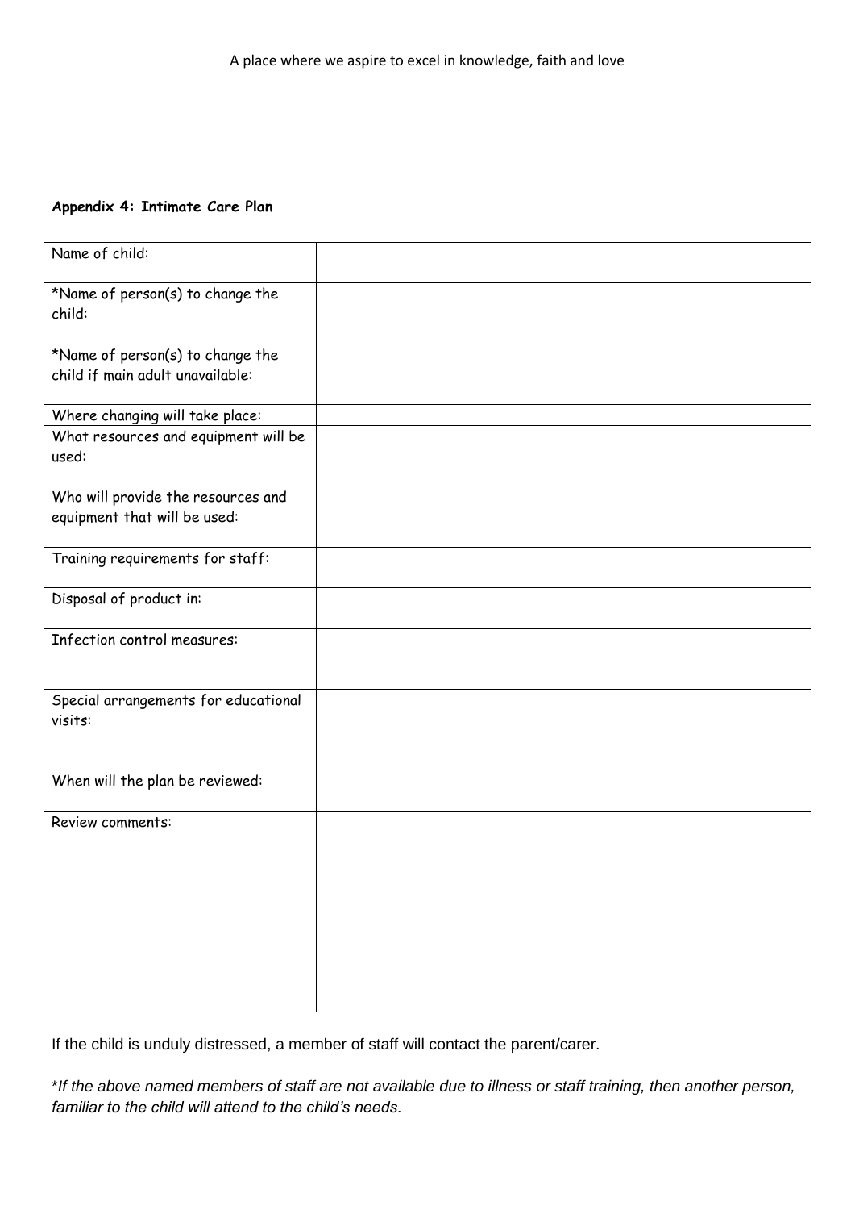**Appendix 4: Intimate Care Plan**

| | |
|---|---|
| Name of child: | |
| *Name of person(s) to change the child: | |
| *Name of person(s) to change the child if main adult unavailable: | |
| Where changing will take place: | |
| What resources and equipment will be used: | |
| Who will provide the resources and equipment that will be used: | |
| Training requirements for staff: | |
| Disposal of product in: | |
| Infection control measures: | |
| Special arrangements for educational visits: | |
| When will the plan be reviewed: | |
| Review comments: | |

If the child is unduly distressed, a member of staff will contact the parent/carer.

**If the above named members of staff are not available due to illness or staff training, then another person, familiar to the child will attend to the child's needs.*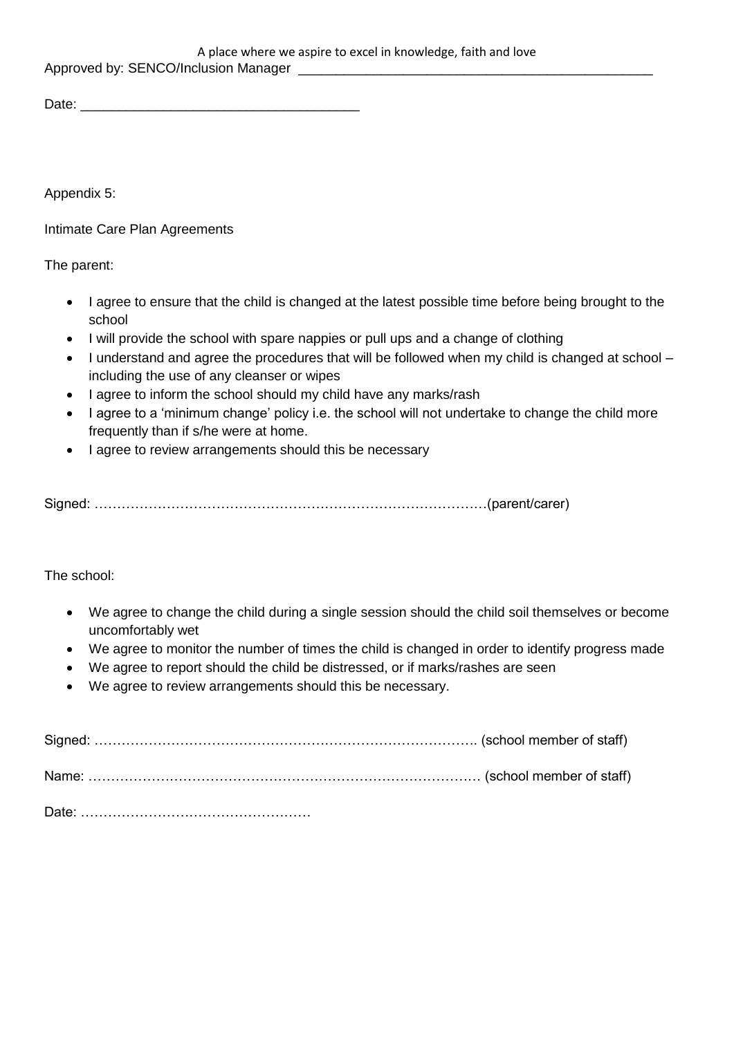A place where we aspire to excel in knowledge, faith and love

Approved by: SENCO/Inclusion Manager _______________________________________________

Date: ____________________________________

Appendix 5:

Intimate Care Plan Agreements

The parent:

- I agree to ensure that the child is changed at the latest possible time before being brought to the school
- I will provide the school with spare nappies or pull ups and a change of clothing
- I understand and agree the procedures that will be followed when my child is changed at school – including the use of any cleanser or wipes
- I agree to inform the school should my child have any marks/rash
- I agree to a 'minimum change' policy i.e. the school will not undertake to change the child more frequently than if s/he were at home.
- I agree to review arrangements should this be necessary

Signed: ……………………………………………………………………………(parent/carer)

The school:

- We agree to change the child during a single session should the child soil themselves or become uncomfortably wet
- We agree to monitor the number of times the child is changed in order to identify progress made
- We agree to report should the child be distressed, or if marks/rashes are seen
- We agree to review arrangements should this be necessary.

Signed: ………………………………………………………………………….. (school member of staff)

Name: …………………………………………………………………………… (school member of staff)

Date: ……………………………………………